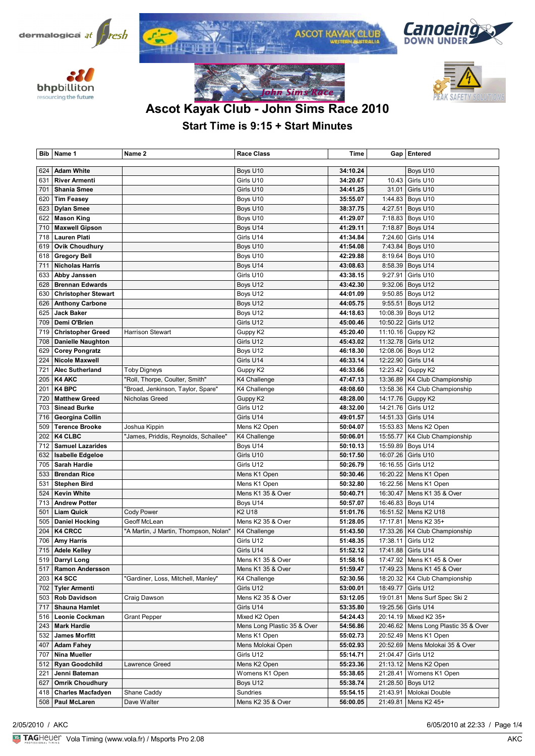# Ascot Kayak Club - John Sims Race 2010

## Start Time is 9:15 + Start Minutes

| Bib | Name 1 | Name 2 | Race Class | Time | Gap | Entered |
|---|---|---|---|---|---|---|
| 624 | **Adam White** | | Boys U10 | **34:10.24** | | Boys U10 |
| 631 | **River Armenti** | | Girls U10 | **34:20.67** | 10.43 | Girls U10 |
| 701 | **Shania Smee** | | Girls U10 | **34:41.25** | 31.01 | Girls U10 |
| 620 | **Tim Feasey** | | Boys U10 | **35:55.07** | 1:44.83 | Boys U10 |
| 623 | **Dylan Smee** | | Boys U10 | **38:37.75** | 4:27.51 | Boys U10 |
| 622 | **Mason King** | | Boys U10 | **41:29.07** | 7:18.83 | Boys U10 |
| 710 | **Maxwell Gipson** | | Boys U14 | **41:29.11** | 7:18.87 | Boys U14 |
| 718 | **Lauren Plati** | | Girls U14 | **41:34.84** | 7:24.60 | Girls U14 |
| 619 | **Ovik Choudhury** | | Boys U10 | **41:54.08** | 7:43.84 | Boys U10 |
| 618 | **Gregory Bell** | | Boys U10 | **42:29.88** | 8:19.64 | Boys U10 |
| 711 | **Nicholas Harris** | | Boys U14 | **43:08.63** | 8:58.39 | Boys U14 |
| 633 | **Abby Janssen** | | Girls U10 | **43:38.15** | 9:27.91 | Girls U10 |
| 628 | **Brennan Edwards** | | Boys U12 | **43:42.30** | 9:32.06 | Boys U12 |
| 630 | **Christopher Stewart** | | Boys U12 | **44:01.09** | 9:50.85 | Boys U12 |
| 626 | **Anthony Carbone** | | Boys U12 | **44:05.75** | 9:55.51 | Boys U12 |
| 625 | **Jack Baker** | | Boys U12 | **44:18.63** | 10:08.39 | Boys U12 |
| 709 | **Demi O'Brien** | | Girls U12 | **45:00.46** | 10:50.22 | Girls U12 |
| 719 | **Christopher Greed** | Harrison Stewart | Guppy K2 | **45:20.40** | 11:10.16 | Guppy K2 |
| 708 | **Danielle Naughton** | | Girls U12 | **45:43.02** | 11:32.78 | Girls U12 |
| 629 | **Corey Pongratz** | | Boys U12 | **46:18.30** | 12:08.06 | Boys U12 |
| 224 | **Nicole Maxwell** | | Girls U14 | **46:33.14** | 12:22.90 | Girls U14 |
| 721 | **Alec Sutherland** | Toby Digneys | Guppy K2 | **46:33.66** | 12:23.42 | Guppy K2 |
| 205 | **K4 AKC** | "Roll, Thorpe, Coulter, Smith" | K4 Challenge | **47:47.13** | 13:36.89 | K4 Club Championship |
| 201 | **K4 BPC** | "Broad, Jenkinson, Taylor, Spare" | K4 Challenge | **48:08.60** | 13:58.36 | K4 Club Championship |
| 720 | **Matthew Greed** | Nicholas Greed | Guppy K2 | **48:28.00** | 14:17.76 | Guppy K2 |
| 703 | **Sinead Burke** | | Girls U12 | **48:32.00** | 14:21.76 | Girls U12 |
| 716 | **Georgina Collin** | | Girls U14 | **49:01.57** | 14:51.33 | Girls U14 |
| 509 | **Terence Brooke** | Joshua Kippin | Mens K2 Open | **50:04.07** | 15:53.83 | Mens K2 Open |
| 202 | **K4 CLBC** | "James, Priddis, Reynolds, Schailee" | K4 Challenge | **50:06.01** | 15:55.77 | K4 Club Championship |
| 712 | **Samuel Lazarides** | | Boys U14 | **50:10.13** | 15:59.89 | Boys U14 |
| 632 | **Isabelle Edgeloe** | | Girls U10 | **50:17.50** | 16:07.26 | Girls U10 |
| 705 | **Sarah Hardie** | | Girls U12 | **50:26.79** | 16:16.55 | Girls U12 |
| 533 | **Brendan Rice** | | Mens K1 Open | **50:30.46** | 16:20.22 | Mens K1 Open |
| 531 | **Stephen Bird** | | Mens K1 Open | **50:32.80** | 16:22.56 | Mens K1 Open |
| 524 | **Kevin White** | | Mens K1 35 & Over | **50:40.71** | 16:30.47 | Mens K1 35 & Over |
| 713 | **Andrew Potter** | | Boys U14 | **50:57.07** | 16:46.83 | Boys U14 |
| 501 | **Liam Quick** | Cody Power | K2 U18 | **51:01.76** | 16:51.52 | Mens K2 U18 |
| 505 | **Daniel Hocking** | Geoff McLean | Mens K2 35 & Over | **51:28.05** | 17:17.81 | Mens K2 35+ |
| 204 | **K4 CRCC** | "A Martin, J Martin, Thompson, Nolan" | K4 Challenge | **51:43.50** | 17:33.26 | K4 Club Championship |
| 706 | **Amy Harris** | | Girls U12 | **51:48.35** | 17:38.11 | Girls U12 |
| 715 | **Adele Kelley** | | Girls U14 | **51:52.12** | 17:41.88 | Girls U14 |
| 519 | **Darryl Long** | | Mens K1 35 & Over | **51:58.16** | 17:47.92 | Mens K1 45 & Over |
| 517 | **Ramon Andersson** | | Mens K1 35 & Over | **51:59.47** | 17:49.23 | Mens K1 45 & Over |
| 203 | **K4 SCC** | "Gardiner, Loss, Mitchell, Manley" | K4 Challenge | **52:30.56** | 18:20.32 | K4 Club Championship |
| 702 | **Tyler Armenti** | | Girls U12 | **53:00.01** | 18:49.77 | Girls U12 |
| 503 | **Rob Davidson** | Craig Dawson | Mens K2 35 & Over | **53:12.05** | 19:01.81 | Mens Surf Spec Ski 2 |
| 717 | **Shauna Hamlet** | | Girls U14 | **53:35.80** | 19:25.56 | Girls U14 |
| 516 | **Leonie Cockman** | Grant Pepper | Mixed K2 Open | **54:24.43** | 20:14.19 | Mixed K2 35+ |
| 243 | **Mark Hardie** | | Mens Long Plastic 35 & Over | **54:56.86** | 20:46.62 | Mens Long Plastic 35 & Over |
| 532 | **James Morfitt** | | Mens K1 Open | **55:02.73** | 20:52.49 | Mens K1 Open |
| 407 | **Adam Fahey** | | Mens Molokai Open | **55:02.93** | 20:52.69 | Mens Molokai 35 & Over |
| 707 | **Nina Mueller** | | Girls U12 | **55:14.71** | 21:04.47 | Girls U12 |
| 512 | **Ryan Goodchild** | Lawrence Greed | Mens K2 Open | **55:23.36** | 21:13.12 | Mens K2 Open |
| 221 | **Jenni Bateman** | | Womens K1 Open | **55:38.65** | 21:28.41 | Womens K1 Open |
| 627 | **Omrik Choudhury** | | Boys U12 | **55:38.74** | 21:28.50 | Boys U12 |
| 418 | **Charles Macfadyen** | Shane Caddy | Sundries | **55:54.15** | 21:43.91 | Molokai Double |
| 508 | **Paul McLaren** | Dave Walter | Mens K2 35 & Over | **56:00.05** | 21:49.81 | Mens K2 45+ |

2/05/2010 / AKC — 6/05/2010 at 22:33

Vola Timing (www.vola.fr) / Msports Pro 2.08 — AKC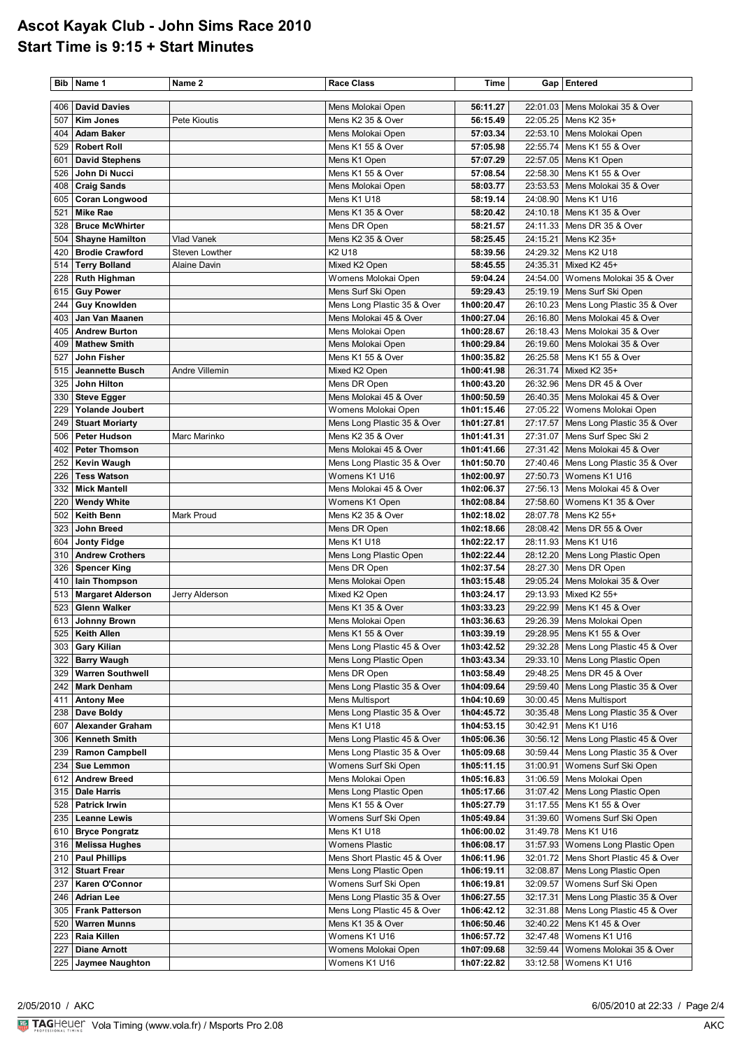# Ascot Kayak Club - John Sims Race 2010

# Start Time is 9:15 + Start Minutes

| Bib | Name 1 | Name 2 | Race Class | Time | Gap | Entered |
|---|---|---|---|---|---|---|
| 406 | **David Davies** | | Mens Molokai Open | **56:11.27** | 22:01.03 | Mens Molokai 35 & Over |
| 507 | **Kim Jones** | Pete Kioutis | Mens K2 35 & Over | **56:15.49** | 22:05.25 | Mens K2 35+ |
| 404 | **Adam Baker** | | Mens Molokai Open | **57:03.34** | 22:53.10 | Mens Molokai Open |
| 529 | **Robert Roll** | | Mens K1 55 & Over | **57:05.98** | 22:55.74 | Mens K1 55 & Over |
| 601 | **David Stephens** | | Mens K1 Open | **57:07.29** | 22:57.05 | Mens K1 Open |
| 526 | **John Di Nucci** | | Mens K1 55 & Over | **57:08.54** | 22:58.30 | Mens K1 55 & Over |
| 408 | **Craig Sands** | | Mens Molokai Open | **58:03.77** | 23:53.53 | Mens Molokai 35 & Over |
| 605 | **Coran Longwood** | | Mens K1 U18 | **58:19.14** | 24:08.90 | Mens K1 U16 |
| 521 | **Mike Rae** | | Mens K1 35 & Over | **58:20.42** | 24:10.18 | Mens K1 35 & Over |
| 328 | **Bruce McWhirter** | | Mens DR Open | **58:21.57** | 24:11.33 | Mens DR 35 & Over |
| 504 | **Shayne Hamilton** | Vlad Vanek | Mens K2 35 & Over | **58:25.45** | 24:15.21 | Mens K2 35+ |
| 420 | **Brodie Crawford** | Steven Lowther | K2 U18 | **58:39.56** | 24:29.32 | Mens K2 U18 |
| 514 | **Terry Bolland** | Alaine Davin | Mixed K2 Open | **58:45.55** | 24:35.31 | Mixed K2 45+ |
| 228 | **Ruth Highman** | | Womens Molokai Open | **59:04.24** | 24:54.00 | Womens Molokai 35 & Over |
| 615 | **Guy Power** | | Mens Surf Ski Open | **59:29.43** | 25:19.19 | Mens Surf Ski Open |
| 244 | **Guy Knowlden** | | Mens Long Plastic 35 & Over | **1h00:20.47** | 26:10.23 | Mens Long Plastic 35 & Over |
| 403 | **Jan Van Maanen** | | Mens Molokai 45 & Over | **1h00:27.04** | 26:16.80 | Mens Molokai 45 & Over |
| 405 | **Andrew Burton** | | Mens Molokai Open | **1h00:28.67** | 26:18.43 | Mens Molokai 35 & Over |
| 409 | **Mathew Smith** | | Mens Molokai Open | **1h00:29.84** | 26:19.60 | Mens Molokai 35 & Over |
| 527 | **John Fisher** | | Mens K1 55 & Over | **1h00:35.82** | 26:25.58 | Mens K1 55 & Over |
| 515 | **Jeannette Busch** | Andre Villemin | Mixed K2 Open | **1h00:41.98** | 26:31.74 | Mixed K2 35+ |
| 325 | **John Hilton** | | Mens DR Open | **1h00:43.20** | 26:32.96 | Mens DR 45 & Over |
| 330 | **Steve Egger** | | Mens Molokai 45 & Over | **1h00:50.59** | 26:40.35 | Mens Molokai 45 & Over |
| 229 | **Yolande Joubert** | | Womens Molokai Open | **1h01:15.46** | 27:05.22 | Womens Molokai Open |
| 249 | **Stuart Moriarty** | | Mens Long Plastic 35 & Over | **1h01:27.81** | 27:17.57 | Mens Long Plastic 35 & Over |
| 506 | **Peter Hudson** | Marc Marinko | Mens K2 35 & Over | **1h01:41.31** | 27:31.07 | Mens Surf Spec Ski 2 |
| 402 | **Peter Thomson** | | Mens Molokai 45 & Over | **1h01:41.66** | 27:31.42 | Mens Molokai 45 & Over |
| 252 | **Kevin Waugh** | | Mens Long Plastic 35 & Over | **1h01:50.70** | 27:40.46 | Mens Long Plastic 35 & Over |
| 226 | **Tess Watson** | | Womens K1 U16 | **1h02:00.97** | 27:50.73 | Womens K1 U16 |
| 332 | **Mick Mantell** | | Mens Molokai 45 & Over | **1h02:06.37** | 27:56.13 | Mens Molokai 45 & Over |
| 220 | **Wendy White** | | Womens K1 Open | **1h02:08.84** | 27:58.60 | Womens K1 35 & Over |
| 502 | **Keith Benn** | Mark Proud | Mens K2 35 & Over | **1h02:18.02** | 28:07.78 | Mens K2 55+ |
| 323 | **John Breed** | | Mens DR Open | **1h02:18.66** | 28:08.42 | Mens DR 55 & Over |
| 604 | **Jonty Fidge** | | Mens K1 U18 | **1h02:22.17** | 28:11.93 | Mens K1 U16 |
| 310 | **Andrew Crothers** | | Mens Long Plastic Open | **1h02:22.44** | 28:12.20 | Mens Long Plastic Open |
| 326 | **Spencer King** | | Mens DR Open | **1h02:37.54** | 28:27.30 | Mens DR Open |
| 410 | **Iain Thompson** | | Mens Molokai Open | **1h03:15.48** | 29:05.24 | Mens Molokai 35 & Over |
| 513 | **Margaret Alderson** | Jerry Alderson | Mixed K2 Open | **1h03:24.17** | 29:13.93 | Mixed K2 55+ |
| 523 | **Glenn Walker** | | Mens K1 35 & Over | **1h03:33.23** | 29:22.99 | Mens K1 45 & Over |
| 613 | **Johnny Brown** | | Mens Molokai Open | **1h03:36.63** | 29:26.39 | Mens Molokai Open |
| 525 | **Keith Allen** | | Mens K1 55 & Over | **1h03:39.19** | 29:28.95 | Mens K1 55 & Over |
| 303 | **Gary Kilian** | | Mens Long Plastic 45 & Over | **1h03:42.52** | 29:32.28 | Mens Long Plastic 45 & Over |
| 322 | **Barry Waugh** | | Mens Long Plastic Open | **1h03:43.34** | 29:33.10 | Mens Long Plastic Open |
| 329 | **Warren Southwell** | | Mens DR Open | **1h03:58.49** | 29:48.25 | Mens DR 45 & Over |
| 242 | **Mark Denham** | | Mens Long Plastic 35 & Over | **1h04:09.64** | 29:59.40 | Mens Long Plastic 35 & Over |
| 411 | **Antony Mee** | | Mens Multisport | **1h04:10.69** | 30:00.45 | Mens Multisport |
| 238 | **Dave Boldy** | | Mens Long Plastic 35 & Over | **1h04:45.72** | 30:35.48 | Mens Long Plastic 35 & Over |
| 607 | **Alexander Graham** | | Mens K1 U18 | **1h04:53.15** | 30:42.91 | Mens K1 U16 |
| 306 | **Kenneth Smith** | | Mens Long Plastic 45 & Over | **1h05:06.36** | 30:56.12 | Mens Long Plastic 45 & Over |
| 239 | **Ramon Campbell** | | Mens Long Plastic 35 & Over | **1h05:09.68** | 30:59.44 | Mens Long Plastic 35 & Over |
| 234 | **Sue Lemmon** | | Womens Surf Ski Open | **1h05:11.15** | 31:00.91 | Womens Surf Ski Open |
| 612 | **Andrew Breed** | | Mens Molokai Open | **1h05:16.83** | 31:06.59 | Mens Molokai Open |
| 315 | **Dale Harris** | | Mens Long Plastic Open | **1h05:17.66** | 31:07.42 | Mens Long Plastic Open |
| 528 | **Patrick Irwin** | | Mens K1 55 & Over | **1h05:27.79** | 31:17.55 | Mens K1 55 & Over |
| 235 | **Leanne Lewis** | | Womens Surf Ski Open | **1h05:49.84** | 31:39.60 | Womens Surf Ski Open |
| 610 | **Bryce Pongratz** | | Mens K1 U18 | **1h06:00.02** | 31:49.78 | Mens K1 U16 |
| 316 | **Melissa Hughes** | | Womens Plastic | **1h06:08.17** | 31:57.93 | Womens Long Plastic Open |
| 210 | **Paul Phillips** | | Mens Short Plastic 45 & Over | **1h06:11.96** | 32:01.72 | Mens Short Plastic 45 & Over |
| 312 | **Stuart Frear** | | Mens Long Plastic Open | **1h06:19.11** | 32:08.87 | Mens Long Plastic Open |
| 237 | **Karen O'Connor** | | Womens Surf Ski Open | **1h06:19.81** | 32:09.57 | Womens Surf Ski Open |
| 246 | **Adrian Lee** | | Mens Long Plastic 35 & Over | **1h06:27.55** | 32:17.31 | Mens Long Plastic 35 & Over |
| 305 | **Frank Patterson** | | Mens Long Plastic 45 & Over | **1h06:42.12** | 32:31.88 | Mens Long Plastic 45 & Over |
| 520 | **Warren Munns** | | Mens K1 35 & Over | **1h06:50.46** | 32:40.22 | Mens K1 45 & Over |
| 223 | **Raia Killen** | | Womens K1 U16 | **1h06:57.72** | 32:47.48 | Womens K1 U16 |
| 227 | **Diane Arnott** | | Womens Molokai Open | **1h07:09.68** | 32:59.44 | Womens Molokai 35 & Over |
| 225 | **Jaymee Naughton** | | Womens K1 U16 | **1h07:22.82** | 33:12.58 | Womens K1 U16 |

2/05/2010 / AKC

6/05/2010 at 22:33

Vola Timing (www.vola.fr) / Msports Pro 2.08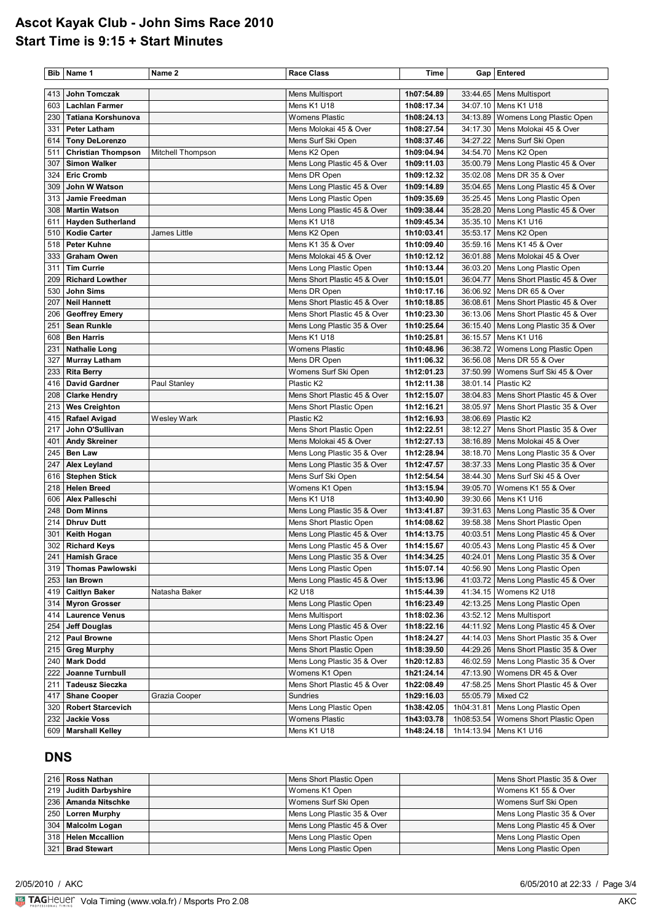# Ascot Kayak Club - John Sims Race 2010

## Start Time is 9:15 + Start Minutes

| Bib | Name 1 | Name 2 | Race Class | Time | Gap | Entered |
|---|---|---|---|---|---|---|
| 413 | **John Tomczak** | | Mens Multisport | **1h07:54.89** | 33:44.65 | Mens Multisport |
| 603 | **Lachlan Farmer** | | Mens K1 U18 | **1h08:17.34** | 34:07.10 | Mens K1 U18 |
| 230 | **Tatiana Korshunova** | | Womens Plastic | **1h08:24.13** | 34:13.89 | Womens Long Plastic Open |
| 331 | **Peter Latham** | | Mens Molokai 45 & Over | **1h08:27.54** | 34:17.30 | Mens Molokai 45 & Over |
| 614 | **Tony DeLorenzo** | | Mens Surf Ski Open | **1h08:37.46** | 34:27.22 | Mens Surf Ski Open |
| 511 | **Christian Thompson** | Mitchell Thompson | Mens K2 Open | **1h09:04.94** | 34:54.70 | Mens K2 Open |
| 307 | **Simon Walker** | | Mens Long Plastic 45 & Over | **1h09:11.03** | 35:00.79 | Mens Long Plastic 45 & Over |
| 324 | **Eric Cromb** | | Mens DR Open | **1h09:12.32** | 35:02.08 | Mens DR 35 & Over |
| 309 | **John W Watson** | | Mens Long Plastic 45 & Over | **1h09:14.89** | 35:04.65 | Mens Long Plastic 45 & Over |
| 313 | **Jamie Freedman** | | Mens Long Plastic Open | **1h09:35.69** | 35:25.45 | Mens Long Plastic Open |
| 308 | **Martin Watson** | | Mens Long Plastic 45 & Over | **1h09:38.44** | 35:28.20 | Mens Long Plastic 45 & Over |
| 611 | **Hayden Sutherland** | | Mens K1 U18 | **1h09:45.34** | 35:35.10 | Mens K1 U16 |
| 510 | **Kodie Carter** | James Little | Mens K2 Open | **1h10:03.41** | 35:53.17 | Mens K2 Open |
| 518 | **Peter Kuhne** | | Mens K1 35 & Over | **1h10:09.40** | 35:59.16 | Mens K1 45 & Over |
| 333 | **Graham Owen** | | Mens Molokai 45 & Over | **1h10:12.12** | 36:01.88 | Mens Molokai 45 & Over |
| 311 | **Tim Currie** | | Mens Long Plastic Open | **1h10:13.44** | 36:03.20 | Mens Long Plastic Open |
| 209 | **Richard Lowther** | | Mens Short Plastic 45 & Over | **1h10:15.01** | 36:04.77 | Mens Short Plastic 45 & Over |
| 530 | **John Sims** | | Mens DR Open | **1h10:17.16** | 36:06.92 | Mens DR 65 & Over |
| 207 | **Neil Hannett** | | Mens Short Plastic 45 & Over | **1h10:18.85** | 36:08.61 | Mens Short Plastic 45 & Over |
| 206 | **Geoffrey Emery** | | Mens Short Plastic 45 & Over | **1h10:23.30** | 36:13.06 | Mens Short Plastic 45 & Over |
| 251 | **Sean Runkle** | | Mens Long Plastic 35 & Over | **1h10:25.64** | 36:15.40 | Mens Long Plastic 35 & Over |
| 608 | **Ben Harris** | | Mens K1 U18 | **1h10:25.81** | 36:15.57 | Mens K1 U16 |
| 231 | **Nathalie Long** | | Womens Plastic | **1h10:48.96** | 36:38.72 | Womens Long Plastic Open |
| 327 | **Murray Latham** | | Mens DR Open | **1h11:06.32** | 36:56.08 | Mens DR 55 & Over |
| 233 | **Rita Berry** | | Womens Surf Ski Open | **1h12:01.23** | 37:50.99 | Womens Surf Ski 45 & Over |
| 416 | **David Gardner** | Paul Stanley | Plastic K2 | **1h12:11.38** | 38:01.14 | Plastic K2 |
| 208 | **Clarke Hendry** | | Mens Short Plastic 45 & Over | **1h12:15.07** | 38:04.83 | Mens Short Plastic 45 & Over |
| 213 | **Wes Creighton** | | Mens Short Plastic Open | **1h12:16.21** | 38:05.97 | Mens Short Plastic 35 & Over |
| 415 | **Rafael Avigad** | Wesley Wark | Plastic K2 | **1h12:16.93** | 38:06.69 | Plastic K2 |
| 217 | **John O'Sullivan** | | Mens Short Plastic Open | **1h12:22.51** | 38:12.27 | Mens Short Plastic 35 & Over |
| 401 | **Andy Skreiner** | | Mens Molokai 45 & Over | **1h12:27.13** | 38:16.89 | Mens Molokai 45 & Over |
| 245 | **Ben Law** | | Mens Long Plastic 35 & Over | **1h12:28.94** | 38:18.70 | Mens Long Plastic 35 & Over |
| 247 | **Alex Leyland** | | Mens Long Plastic 35 & Over | **1h12:47.57** | 38:37.33 | Mens Long Plastic 35 & Over |
| 616 | **Stephen Stick** | | Mens Surf Ski Open | **1h12:54.54** | 38:44.30 | Mens Surf Ski 45 & Over |
| 218 | **Helen Breed** | | Womens K1 Open | **1h13:15.94** | 39:05.70 | Womens K1 55 & Over |
| 606 | **Alex Palleschi** | | Mens K1 U18 | **1h13:40.90** | 39:30.66 | Mens K1 U16 |
| 248 | **Dom Minns** | | Mens Long Plastic 35 & Over | **1h13:41.87** | 39:31.63 | Mens Long Plastic 35 & Over |
| 214 | **Dhruv Dutt** | | Mens Short Plastic Open | **1h14:08.62** | 39:58.38 | Mens Short Plastic Open |
| 301 | **Keith Hogan** | | Mens Long Plastic 45 & Over | **1h14:13.75** | 40:03.51 | Mens Long Plastic 45 & Over |
| 302 | **Richard Keys** | | Mens Long Plastic 45 & Over | **1h14:15.67** | 40:05.43 | Mens Long Plastic 45 & Over |
| 241 | **Hamish Grace** | | Mens Long Plastic 35 & Over | **1h14:34.25** | 40:24.01 | Mens Long Plastic 35 & Over |
| 319 | **Thomas Pawlowski** | | Mens Long Plastic Open | **1h15:07.14** | 40:56.90 | Mens Long Plastic Open |
| 253 | **Ian Brown** | | Mens Long Plastic 45 & Over | **1h15:13.96** | 41:03.72 | Mens Long Plastic 45 & Over |
| 419 | **Caitlyn Baker** | Natasha Baker | K2 U18 | **1h15:44.39** | 41:34.15 | Womens K2 U18 |
| 314 | **Myron Grosser** | | Mens Long Plastic Open | **1h16:23.49** | 42:13.25 | Mens Long Plastic Open |
| 414 | **Laurence Venus** | | Mens Multisport | **1h18:02.36** | 43:52.12 | Mens Multisport |
| 254 | **Jeff Douglas** | | Mens Long Plastic 45 & Over | **1h18:22.16** | 44:11.92 | Mens Long Plastic 45 & Over |
| 212 | **Paul Browne** | | Mens Short Plastic Open | **1h18:24.27** | 44:14.03 | Mens Short Plastic 35 & Over |
| 215 | **Greg Murphy** | | Mens Short Plastic Open | **1h18:39.50** | 44:29.26 | Mens Short Plastic 35 & Over |
| 240 | **Mark Dodd** | | Mens Long Plastic 35 & Over | **1h20:12.83** | 46:02.59 | Mens Long Plastic 35 & Over |
| 222 | **Joanne Turnbull** | | Womens K1 Open | **1h21:24.14** | 47:13.90 | Womens DR 45 & Over |
| 211 | **Tadeusz Sieczka** | | Mens Short Plastic 45 & Over | **1h22:08.49** | 47:58.25 | Mens Short Plastic 45 & Over |
| 417 | **Shane Cooper** | Grazia Cooper | Sundries | **1h29:16.03** | 55:05.79 | Mixed C2 |
| 320 | **Robert Starcevich** | | Mens Long Plastic Open | **1h38:42.05** | 1h04:31.81 | Mens Long Plastic Open |
| 232 | **Jackie Voss** | | Womens Plastic | **1h43:03.78** | 1h08:53.54 | Womens Short Plastic Open |
| 609 | **Marshall Kelley** | | Mens K1 U18 | **1h48:24.18** | 1h14:13.94 | Mens K1 U16 |

## DNS

| Bib | Name 1 | Name 2 | Race Class | Time | Gap | Entered |
|---|---|---|---|---|---|---|
| 216 | **Ross Nathan** | | Mens Short Plastic Open | | | Mens Short Plastic 35 & Over |
| 219 | **Judith Darbyshire** | | Womens K1 Open | | | Womens K1 55 & Over |
| 236 | **Amanda Nitschke** | | Womens Surf Ski Open | | | Womens Surf Ski Open |
| 250 | **Lorren Murphy** | | Mens Long Plastic 35 & Over | | | Mens Long Plastic 35 & Over |
| 304 | **Malcolm Logan** | | Mens Long Plastic 45 & Over | | | Mens Long Plastic 45 & Over |
| 318 | **Helen Mccallion** | | Mens Long Plastic Open | | | Mens Long Plastic Open |
| 321 | **Brad Stewart** | | Mens Long Plastic Open | | | Mens Long Plastic Open |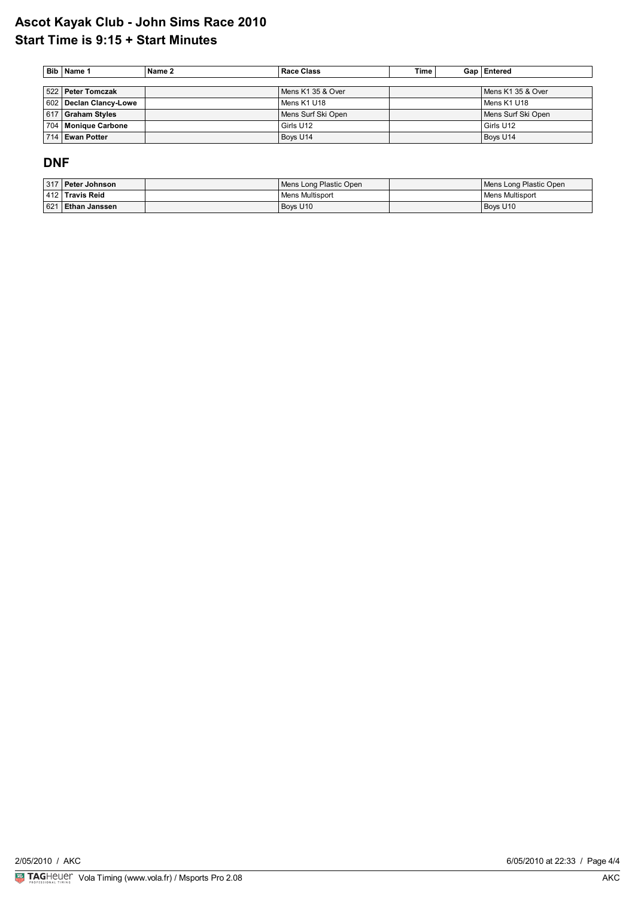# Ascot Kayak Club - John Sims Race 2010
# Start Time is 9:15 + Start Minutes

| Bib | Name 1 | Name 2 | Race Class | Time | Gap | Entered |
|---|---|---|---|---|---|---|
| 522 | **Peter Tomczak** | | Mens K1 35 & Over | | | Mens K1 35 & Over |
| 602 | **Declan Clancy-Lowe** | | Mens K1 U18 | | | Mens K1 U18 |
| 617 | **Graham Styles** | | Mens Surf Ski Open | | | Mens Surf Ski Open |
| 704 | **Monique Carbone** | | Girls U12 | | | Girls U12 |
| 714 | **Ewan Potter** | | Boys U14 | | | Boys U14 |

## DNF

| | | | | | | |
|---|---|---|---|---|---|---|
| 317 | **Peter Johnson** | | Mens Long Plastic Open | | | Mens Long Plastic Open |
| 412 | **Travis Reid** | | Mens Multisport | | | Mens Multisport |
| 621 | **Ethan Janssen** | | Boys U10 | | | Boys U10 |

2/05/2010 / AKC

6/05/2010 at 22:33

TAGHeuer Vola Timing (www.vola.fr) / Msports Pro 2.08

AKC